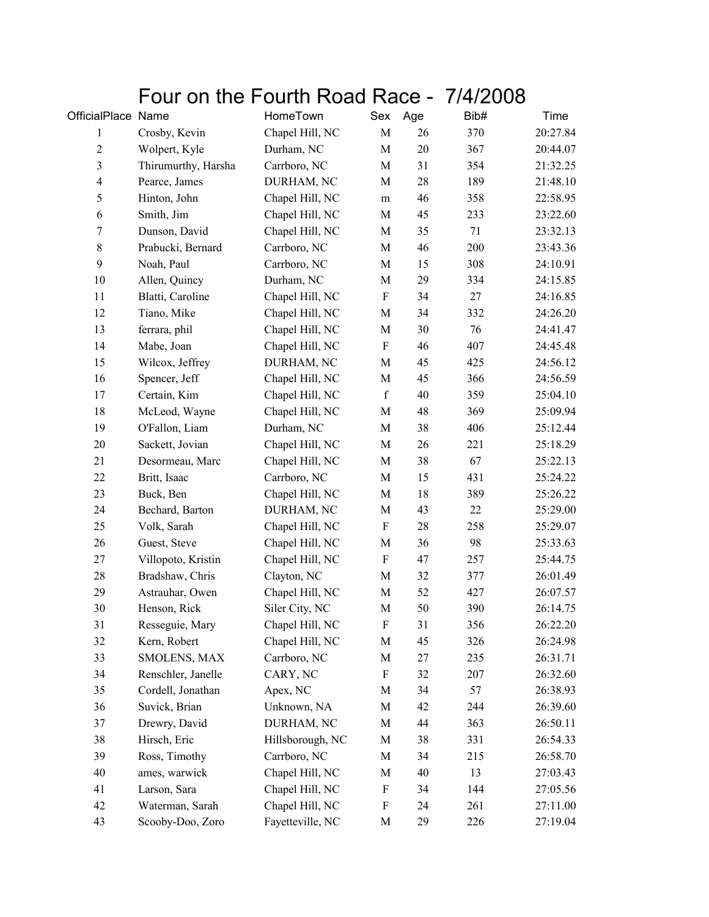# Four on the Fourth Road Race - 7/4/2008

| OfficialPlace | Name | HomeTown | Sex | Age | Bib# | Time |
|---|---|---|---|---|---|---|
| 1 | Crosby, Kevin | Chapel Hill, NC | M | 26 | 370 | 20:27.84 |
| 2 | Wolpert, Kyle | Durham, NC | M | 20 | 367 | 20:44.07 |
| 3 | Thirumurthy, Harsha | Carrboro, NC | M | 31 | 354 | 21:32.25 |
| 4 | Pearce, James | DURHAM, NC | M | 28 | 189 | 21:48.10 |
| 5 | Hinton, John | Chapel Hill, NC | m | 46 | 358 | 22:58.95 |
| 6 | Smith, Jim | Chapel Hill, NC | M | 45 | 233 | 23:22.60 |
| 7 | Dunson, David | Chapel Hill, NC | M | 35 | 71 | 23:32.13 |
| 8 | Prabucki, Bernard | Carrboro, NC | M | 46 | 200 | 23:43.36 |
| 9 | Noah, Paul | Carrboro, NC | M | 15 | 308 | 24:10.91 |
| 10 | Allen, Quincy | Durham, NC | M | 29 | 334 | 24:15.85 |
| 11 | Blatti, Caroline | Chapel Hill, NC | F | 34 | 27 | 24:16.85 |
| 12 | Tiano, Mike | Chapel Hill, NC | M | 34 | 332 | 24:26.20 |
| 13 | ferrara, phil | Chapel Hill, NC | M | 30 | 76 | 24:41.47 |
| 14 | Mabe, Joan | Chapel Hill, NC | F | 46 | 407 | 24:45.48 |
| 15 | Wilcox, Jeffrey | DURHAM, NC | M | 45 | 425 | 24:56.12 |
| 16 | Spencer, Jeff | Chapel Hill, NC | M | 45 | 366 | 24:56.59 |
| 17 | Certain, Kim | Chapel Hill, NC | f | 40 | 359 | 25:04.10 |
| 18 | McLeod, Wayne | Chapel Hill, NC | M | 48 | 369 | 25:09.94 |
| 19 | O'Fallon, Liam | Durham, NC | M | 38 | 406 | 25:12.44 |
| 20 | Sackett, Jovian | Chapel Hill, NC | M | 26 | 221 | 25:18.29 |
| 21 | Desormeau, Marc | Chapel Hill, NC | M | 38 | 67 | 25:22.13 |
| 22 | Britt, Isaac | Carrboro, NC | M | 15 | 431 | 25:24.22 |
| 23 | Buck, Ben | Chapel Hill, NC | M | 18 | 389 | 25:26.22 |
| 24 | Bechard, Barton | DURHAM, NC | M | 43 | 22 | 25:29.00 |
| 25 | Volk, Sarah | Chapel Hill, NC | F | 28 | 258 | 25:29.07 |
| 26 | Guest, Steve | Chapel Hill, NC | M | 36 | 98 | 25:33.63 |
| 27 | Villopoto, Kristin | Chapel Hill, NC | F | 47 | 257 | 25:44.75 |
| 28 | Bradshaw, Chris | Clayton, NC | M | 32 | 377 | 26:01.49 |
| 29 | Astrauhar, Owen | Chapel Hill, NC | M | 52 | 427 | 26:07.57 |
| 30 | Henson, Rick | Siler City, NC | M | 50 | 390 | 26:14.75 |
| 31 | Resseguie, Mary | Chapel Hill, NC | F | 31 | 356 | 26:22.20 |
| 32 | Kern, Robert | Chapel Hill, NC | M | 45 | 326 | 26:24.98 |
| 33 | SMOLENS, MAX | Carrboro, NC | M | 27 | 235 | 26:31.71 |
| 34 | Renschler, Janelle | CARY, NC | F | 32 | 207 | 26:32.60 |
| 35 | Cordell, Jonathan | Apex, NC | M | 34 | 57 | 26:38.93 |
| 36 | Suvick, Brian | Unknown, NA | M | 42 | 244 | 26:39.60 |
| 37 | Drewry, David | DURHAM, NC | M | 44 | 363 | 26:50.11 |
| 38 | Hirsch, Eric | Hillsborough, NC | M | 38 | 331 | 26:54.33 |
| 39 | Ross, Timothy | Carrboro, NC | M | 34 | 215 | 26:58.70 |
| 40 | ames, warwick | Chapel Hill, NC | M | 40 | 13 | 27:03.43 |
| 41 | Larson, Sara | Chapel Hill, NC | F | 34 | 144 | 27:05.56 |
| 42 | Waterman, Sarah | Chapel Hill, NC | F | 24 | 261 | 27:11.00 |
| 43 | Scooby-Doo, Zoro | Fayetteville, NC | M | 29 | 226 | 27:19.04 |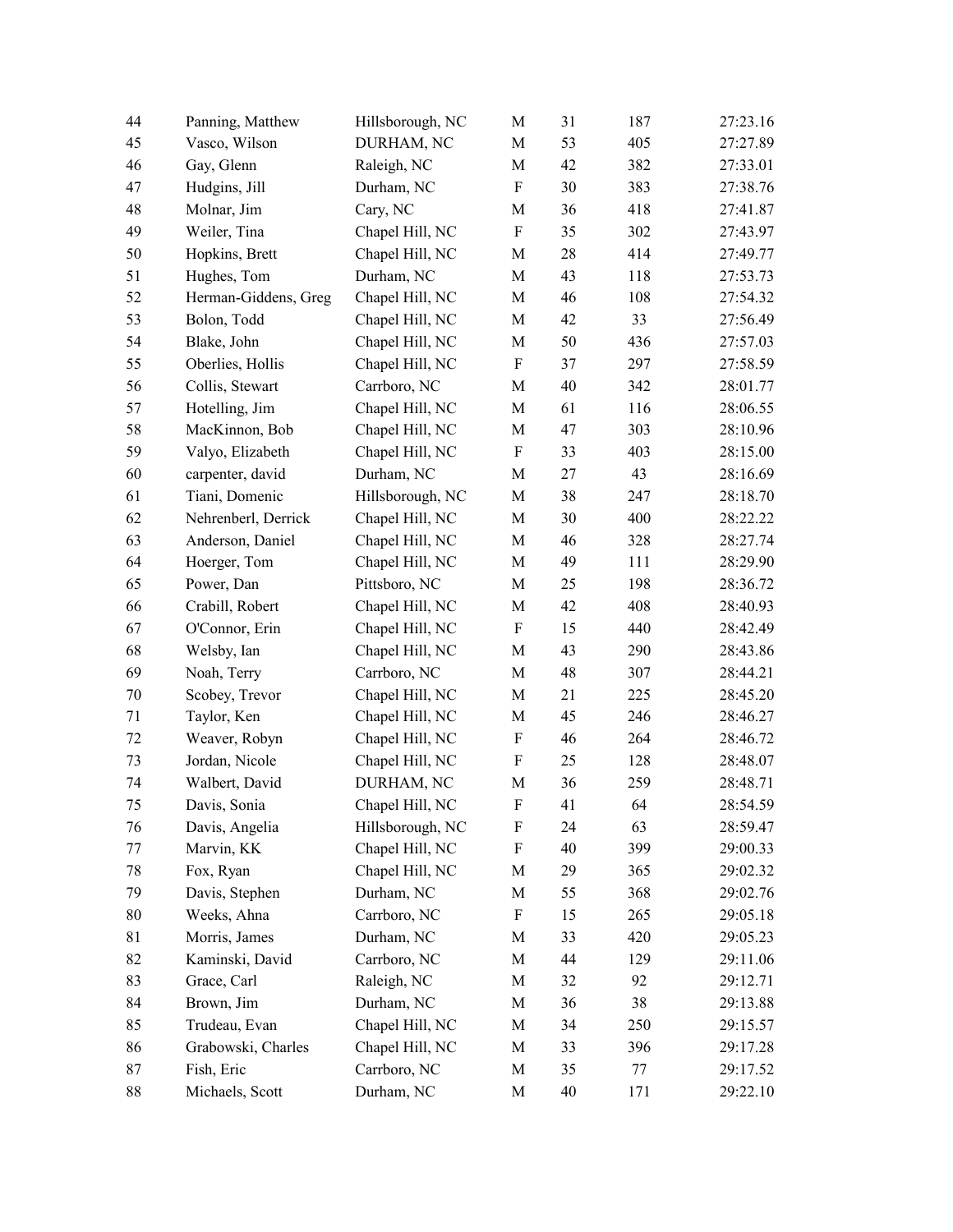| | | | | | | |
|---|---|---|---|---|---|---|
| 44 | Panning, Matthew | Hillsborough, NC | M | 31 | 187 | 27:23.16 |
| 45 | Vasco, Wilson | DURHAM, NC | M | 53 | 405 | 27:27.89 |
| 46 | Gay, Glenn | Raleigh, NC | M | 42 | 382 | 27:33.01 |
| 47 | Hudgins, Jill | Durham, NC | F | 30 | 383 | 27:38.76 |
| 48 | Molnar, Jim | Cary, NC | M | 36 | 418 | 27:41.87 |
| 49 | Weiler, Tina | Chapel Hill, NC | F | 35 | 302 | 27:43.97 |
| 50 | Hopkins, Brett | Chapel Hill, NC | M | 28 | 414 | 27:49.77 |
| 51 | Hughes, Tom | Durham, NC | M | 43 | 118 | 27:53.73 |
| 52 | Herman-Giddens, Greg | Chapel Hill, NC | M | 46 | 108 | 27:54.32 |
| 53 | Bolon, Todd | Chapel Hill, NC | M | 42 | 33 | 27:56.49 |
| 54 | Blake, John | Chapel Hill, NC | M | 50 | 436 | 27:57.03 |
| 55 | Oberlies, Hollis | Chapel Hill, NC | F | 37 | 297 | 27:58.59 |
| 56 | Collis, Stewart | Carrboro, NC | M | 40 | 342 | 28:01.77 |
| 57 | Hotelling, Jim | Chapel Hill, NC | M | 61 | 116 | 28:06.55 |
| 58 | MacKinnon, Bob | Chapel Hill, NC | M | 47 | 303 | 28:10.96 |
| 59 | Valyo, Elizabeth | Chapel Hill, NC | F | 33 | 403 | 28:15.00 |
| 60 | carpenter, david | Durham, NC | M | 27 | 43 | 28:16.69 |
| 61 | Tiani, Domenic | Hillsborough, NC | M | 38 | 247 | 28:18.70 |
| 62 | Nehrenberl, Derrick | Chapel Hill, NC | M | 30 | 400 | 28:22.22 |
| 63 | Anderson, Daniel | Chapel Hill, NC | M | 46 | 328 | 28:27.74 |
| 64 | Hoerger, Tom | Chapel Hill, NC | M | 49 | 111 | 28:29.90 |
| 65 | Power, Dan | Pittsboro, NC | M | 25 | 198 | 28:36.72 |
| 66 | Crabill, Robert | Chapel Hill, NC | M | 42 | 408 | 28:40.93 |
| 67 | O'Connor, Erin | Chapel Hill, NC | F | 15 | 440 | 28:42.49 |
| 68 | Welsby, Ian | Chapel Hill, NC | M | 43 | 290 | 28:43.86 |
| 69 | Noah, Terry | Carrboro, NC | M | 48 | 307 | 28:44.21 |
| 70 | Scobey, Trevor | Chapel Hill, NC | M | 21 | 225 | 28:45.20 |
| 71 | Taylor, Ken | Chapel Hill, NC | M | 45 | 246 | 28:46.27 |
| 72 | Weaver, Robyn | Chapel Hill, NC | F | 46 | 264 | 28:46.72 |
| 73 | Jordan, Nicole | Chapel Hill, NC | F | 25 | 128 | 28:48.07 |
| 74 | Walbert, David | DURHAM, NC | M | 36 | 259 | 28:48.71 |
| 75 | Davis, Sonia | Chapel Hill, NC | F | 41 | 64 | 28:54.59 |
| 76 | Davis, Angelia | Hillsborough, NC | F | 24 | 63 | 28:59.47 |
| 77 | Marvin, KK | Chapel Hill, NC | F | 40 | 399 | 29:00.33 |
| 78 | Fox, Ryan | Chapel Hill, NC | M | 29 | 365 | 29:02.32 |
| 79 | Davis, Stephen | Durham, NC | M | 55 | 368 | 29:02.76 |
| 80 | Weeks, Ahna | Carrboro, NC | F | 15 | 265 | 29:05.18 |
| 81 | Morris, James | Durham, NC | M | 33 | 420 | 29:05.23 |
| 82 | Kaminski, David | Carrboro, NC | M | 44 | 129 | 29:11.06 |
| 83 | Grace, Carl | Raleigh, NC | M | 32 | 92 | 29:12.71 |
| 84 | Brown, Jim | Durham, NC | M | 36 | 38 | 29:13.88 |
| 85 | Trudeau, Evan | Chapel Hill, NC | M | 34 | 250 | 29:15.57 |
| 86 | Grabowski, Charles | Chapel Hill, NC | M | 33 | 396 | 29:17.28 |
| 87 | Fish, Eric | Carrboro, NC | M | 35 | 77 | 29:17.52 |
| 88 | Michaels, Scott | Durham, NC | M | 40 | 171 | 29:22.10 |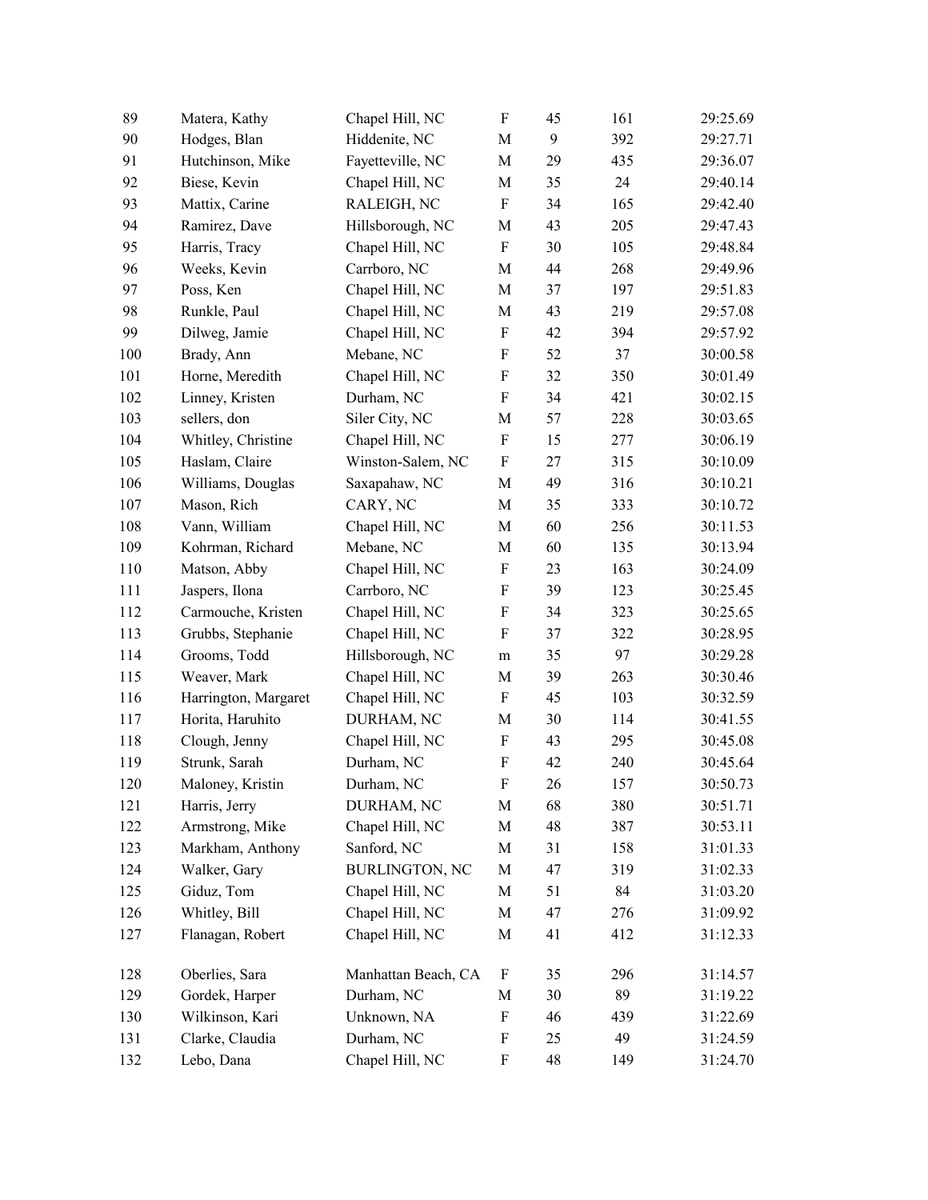| | | | | | | |
|---|---|---|---|---|---|---|
| 89 | Matera, Kathy | Chapel Hill, NC | F | 45 | 161 | 29:25.69 |
| 90 | Hodges, Blan | Hiddenite, NC | M | 9 | 392 | 29:27.71 |
| 91 | Hutchinson, Mike | Fayetteville, NC | M | 29 | 435 | 29:36.07 |
| 92 | Biese, Kevin | Chapel Hill, NC | M | 35 | 24 | 29:40.14 |
| 93 | Mattix, Carine | RALEIGH, NC | F | 34 | 165 | 29:42.40 |
| 94 | Ramirez, Dave | Hillsborough, NC | M | 43 | 205 | 29:47.43 |
| 95 | Harris, Tracy | Chapel Hill, NC | F | 30 | 105 | 29:48.84 |
| 96 | Weeks, Kevin | Carrboro, NC | M | 44 | 268 | 29:49.96 |
| 97 | Poss, Ken | Chapel Hill, NC | M | 37 | 197 | 29:51.83 |
| 98 | Runkle, Paul | Chapel Hill, NC | M | 43 | 219 | 29:57.08 |
| 99 | Dilweg, Jamie | Chapel Hill, NC | F | 42 | 394 | 29:57.92 |
| 100 | Brady, Ann | Mebane, NC | F | 52 | 37 | 30:00.58 |
| 101 | Horne, Meredith | Chapel Hill, NC | F | 32 | 350 | 30:01.49 |
| 102 | Linney, Kristen | Durham, NC | F | 34 | 421 | 30:02.15 |
| 103 | sellers, don | Siler City, NC | M | 57 | 228 | 30:03.65 |
| 104 | Whitley, Christine | Chapel Hill, NC | F | 15 | 277 | 30:06.19 |
| 105 | Haslam, Claire | Winston-Salem, NC | F | 27 | 315 | 30:10.09 |
| 106 | Williams, Douglas | Saxapahaw, NC | M | 49 | 316 | 30:10.21 |
| 107 | Mason, Rich | CARY, NC | M | 35 | 333 | 30:10.72 |
| 108 | Vann, William | Chapel Hill, NC | M | 60 | 256 | 30:11.53 |
| 109 | Kohrman, Richard | Mebane, NC | M | 60 | 135 | 30:13.94 |
| 110 | Matson, Abby | Chapel Hill, NC | F | 23 | 163 | 30:24.09 |
| 111 | Jaspers, Ilona | Carrboro, NC | F | 39 | 123 | 30:25.45 |
| 112 | Carmouche, Kristen | Chapel Hill, NC | F | 34 | 323 | 30:25.65 |
| 113 | Grubbs, Stephanie | Chapel Hill, NC | F | 37 | 322 | 30:28.95 |
| 114 | Grooms, Todd | Hillsborough, NC | m | 35 | 97 | 30:29.28 |
| 115 | Weaver, Mark | Chapel Hill, NC | M | 39 | 263 | 30:30.46 |
| 116 | Harrington, Margaret | Chapel Hill, NC | F | 45 | 103 | 30:32.59 |
| 117 | Horita, Haruhito | DURHAM, NC | M | 30 | 114 | 30:41.55 |
| 118 | Clough, Jenny | Chapel Hill, NC | F | 43 | 295 | 30:45.08 |
| 119 | Strunk, Sarah | Durham, NC | F | 42 | 240 | 30:45.64 |
| 120 | Maloney, Kristin | Durham, NC | F | 26 | 157 | 30:50.73 |
| 121 | Harris, Jerry | DURHAM, NC | M | 68 | 380 | 30:51.71 |
| 122 | Armstrong, Mike | Chapel Hill, NC | M | 48 | 387 | 30:53.11 |
| 123 | Markham, Anthony | Sanford, NC | M | 31 | 158 | 31:01.33 |
| 124 | Walker, Gary | BURLINGTON, NC | M | 47 | 319 | 31:02.33 |
| 125 | Giduz, Tom | Chapel Hill, NC | M | 51 | 84 | 31:03.20 |
| 126 | Whitley, Bill | Chapel Hill, NC | M | 47 | 276 | 31:09.92 |
| 127 | Flanagan, Robert | Chapel Hill, NC | M | 41 | 412 | 31:12.33 |
| 128 | Oberlies, Sara | Manhattan Beach, CA | F | 35 | 296 | 31:14.57 |
| 129 | Gordek, Harper | Durham, NC | M | 30 | 89 | 31:19.22 |
| 130 | Wilkinson, Kari | Unknown, NA | F | 46 | 439 | 31:22.69 |
| 131 | Clarke, Claudia | Durham, NC | F | 25 | 49 | 31:24.59 |
| 132 | Lebo, Dana | Chapel Hill, NC | F | 48 | 149 | 31:24.70 |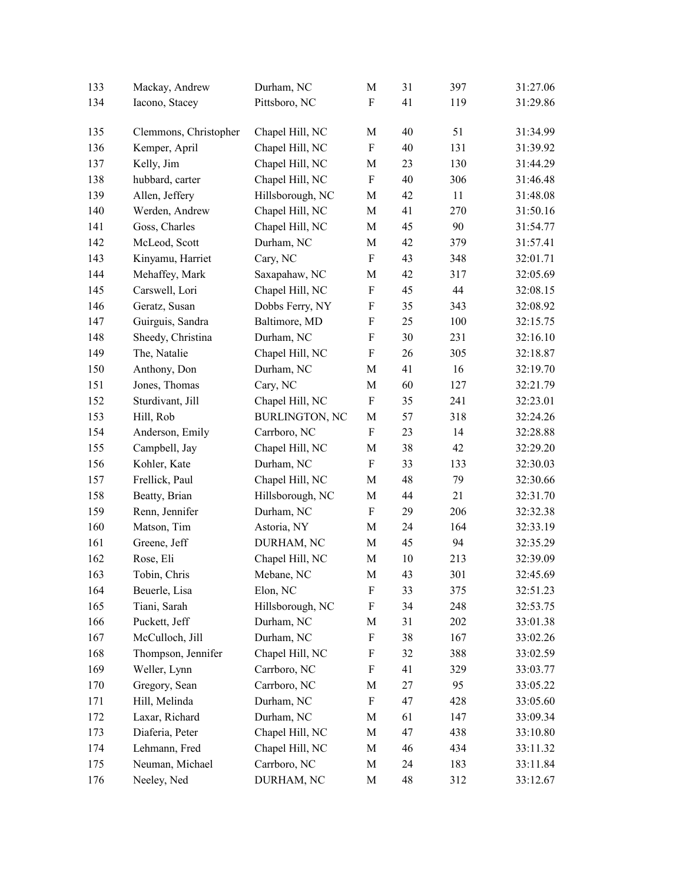| | | | | | | |
|---|---|---|---|---|---|---|
| 133 | Mackay, Andrew | Durham, NC | M | 31 | 397 | 31:27.06 |
| 134 | Iacono, Stacey | Pittsboro, NC | F | 41 | 119 | 31:29.86 |
| 135 | Clemmons, Christopher | Chapel Hill, NC | M | 40 | 51 | 31:34.99 |
| 136 | Kemper, April | Chapel Hill, NC | F | 40 | 131 | 31:39.92 |
| 137 | Kelly, Jim | Chapel Hill, NC | M | 23 | 130 | 31:44.29 |
| 138 | hubbard, carter | Chapel Hill, NC | F | 40 | 306 | 31:46.48 |
| 139 | Allen, Jeffery | Hillsborough, NC | M | 42 | 11 | 31:48.08 |
| 140 | Werden, Andrew | Chapel Hill, NC | M | 41 | 270 | 31:50.16 |
| 141 | Goss, Charles | Chapel Hill, NC | M | 45 | 90 | 31:54.77 |
| 142 | McLeod, Scott | Durham, NC | M | 42 | 379 | 31:57.41 |
| 143 | Kinyamu, Harriet | Cary, NC | F | 43 | 348 | 32:01.71 |
| 144 | Mehaffey, Mark | Saxapahaw, NC | M | 42 | 317 | 32:05.69 |
| 145 | Carswell, Lori | Chapel Hill, NC | F | 45 | 44 | 32:08.15 |
| 146 | Geratz, Susan | Dobbs Ferry, NY | F | 35 | 343 | 32:08.92 |
| 147 | Guirguis, Sandra | Baltimore, MD | F | 25 | 100 | 32:15.75 |
| 148 | Sheedy, Christina | Durham, NC | F | 30 | 231 | 32:16.10 |
| 149 | The, Natalie | Chapel Hill, NC | F | 26 | 305 | 32:18.87 |
| 150 | Anthony, Don | Durham, NC | M | 41 | 16 | 32:19.70 |
| 151 | Jones, Thomas | Cary, NC | M | 60 | 127 | 32:21.79 |
| 152 | Sturdivant, Jill | Chapel Hill, NC | F | 35 | 241 | 32:23.01 |
| 153 | Hill, Rob | BURLINGTON, NC | M | 57 | 318 | 32:24.26 |
| 154 | Anderson, Emily | Carrboro, NC | F | 23 | 14 | 32:28.88 |
| 155 | Campbell, Jay | Chapel Hill, NC | M | 38 | 42 | 32:29.20 |
| 156 | Kohler, Kate | Durham, NC | F | 33 | 133 | 32:30.03 |
| 157 | Frellick, Paul | Chapel Hill, NC | M | 48 | 79 | 32:30.66 |
| 158 | Beatty, Brian | Hillsborough, NC | M | 44 | 21 | 32:31.70 |
| 159 | Renn, Jennifer | Durham, NC | F | 29 | 206 | 32:32.38 |
| 160 | Matson, Tim | Astoria, NY | M | 24 | 164 | 32:33.19 |
| 161 | Greene, Jeff | DURHAM, NC | M | 45 | 94 | 32:35.29 |
| 162 | Rose, Eli | Chapel Hill, NC | M | 10 | 213 | 32:39.09 |
| 163 | Tobin, Chris | Mebane, NC | M | 43 | 301 | 32:45.69 |
| 164 | Beuerle, Lisa | Elon, NC | F | 33 | 375 | 32:51.23 |
| 165 | Tiani, Sarah | Hillsborough, NC | F | 34 | 248 | 32:53.75 |
| 166 | Puckett, Jeff | Durham, NC | M | 31 | 202 | 33:01.38 |
| 167 | McCulloch, Jill | Durham, NC | F | 38 | 167 | 33:02.26 |
| 168 | Thompson, Jennifer | Chapel Hill, NC | F | 32 | 388 | 33:02.59 |
| 169 | Weller, Lynn | Carrboro, NC | F | 41 | 329 | 33:03.77 |
| 170 | Gregory, Sean | Carrboro, NC | M | 27 | 95 | 33:05.22 |
| 171 | Hill, Melinda | Durham, NC | F | 47 | 428 | 33:05.60 |
| 172 | Laxar, Richard | Durham, NC | M | 61 | 147 | 33:09.34 |
| 173 | Diaferia, Peter | Chapel Hill, NC | M | 47 | 438 | 33:10.80 |
| 174 | Lehmann, Fred | Chapel Hill, NC | M | 46 | 434 | 33:11.32 |
| 175 | Neuman, Michael | Carrboro, NC | M | 24 | 183 | 33:11.84 |
| 176 | Neeley, Ned | DURHAM, NC | M | 48 | 312 | 33:12.67 |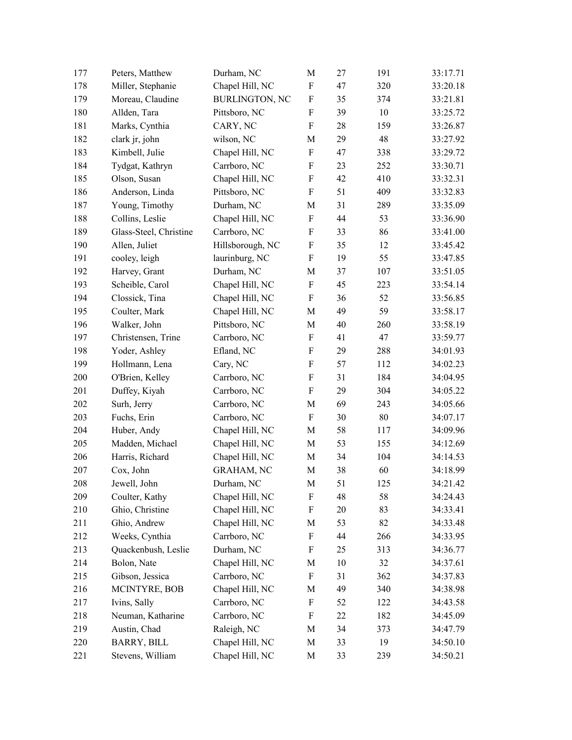| | | | | | | |
|---|---|---|---|---|---|---|
| 177 | Peters, Matthew | Durham, NC | M | 27 | 191 | 33:17.71 |
| 178 | Miller, Stephanie | Chapel Hill, NC | F | 47 | 320 | 33:20.18 |
| 179 | Moreau, Claudine | BURLINGTON, NC | F | 35 | 374 | 33:21.81 |
| 180 | Allden, Tara | Pittsboro, NC | F | 39 | 10 | 33:25.72 |
| 181 | Marks, Cynthia | CARY, NC | F | 28 | 159 | 33:26.87 |
| 182 | clark jr, john | wilson, NC | M | 29 | 48 | 33:27.92 |
| 183 | Kimbell, Julie | Chapel Hill, NC | F | 47 | 338 | 33:29.72 |
| 184 | Tydgat, Kathryn | Carrboro, NC | F | 23 | 252 | 33:30.71 |
| 185 | Olson, Susan | Chapel Hill, NC | F | 42 | 410 | 33:32.31 |
| 186 | Anderson, Linda | Pittsboro, NC | F | 51 | 409 | 33:32.83 |
| 187 | Young, Timothy | Durham, NC | M | 31 | 289 | 33:35.09 |
| 188 | Collins, Leslie | Chapel Hill, NC | F | 44 | 53 | 33:36.90 |
| 189 | Glass-Steel, Christine | Carrboro, NC | F | 33 | 86 | 33:41.00 |
| 190 | Allen, Juliet | Hillsborough, NC | F | 35 | 12 | 33:45.42 |
| 191 | cooley, leigh | laurinburg, NC | F | 19 | 55 | 33:47.85 |
| 192 | Harvey, Grant | Durham, NC | M | 37 | 107 | 33:51.05 |
| 193 | Scheible, Carol | Chapel Hill, NC | F | 45 | 223 | 33:54.14 |
| 194 | Clossick, Tina | Chapel Hill, NC | F | 36 | 52 | 33:56.85 |
| 195 | Coulter, Mark | Chapel Hill, NC | M | 49 | 59 | 33:58.17 |
| 196 | Walker, John | Pittsboro, NC | M | 40 | 260 | 33:58.19 |
| 197 | Christensen, Trine | Carrboro, NC | F | 41 | 47 | 33:59.77 |
| 198 | Yoder, Ashley | Efland, NC | F | 29 | 288 | 34:01.93 |
| 199 | Hollmann, Lena | Cary, NC | F | 57 | 112 | 34:02.23 |
| 200 | O'Brien, Kelley | Carrboro, NC | F | 31 | 184 | 34:04.95 |
| 201 | Duffey, Kiyah | Carrboro, NC | F | 29 | 304 | 34:05.22 |
| 202 | Surh, Jerry | Carrboro, NC | M | 69 | 243 | 34:05.66 |
| 203 | Fuchs, Erin | Carrboro, NC | F | 30 | 80 | 34:07.17 |
| 204 | Huber, Andy | Chapel Hill, NC | M | 58 | 117 | 34:09.96 |
| 205 | Madden, Michael | Chapel Hill, NC | M | 53 | 155 | 34:12.69 |
| 206 | Harris, Richard | Chapel Hill, NC | M | 34 | 104 | 34:14.53 |
| 207 | Cox, John | GRAHAM, NC | M | 38 | 60 | 34:18.99 |
| 208 | Jewell, John | Durham, NC | M | 51 | 125 | 34:21.42 |
| 209 | Coulter, Kathy | Chapel Hill, NC | F | 48 | 58 | 34:24.43 |
| 210 | Ghio, Christine | Chapel Hill, NC | F | 20 | 83 | 34:33.41 |
| 211 | Ghio, Andrew | Chapel Hill, NC | M | 53 | 82 | 34:33.48 |
| 212 | Weeks, Cynthia | Carrboro, NC | F | 44 | 266 | 34:33.95 |
| 213 | Quackenbush, Leslie | Durham, NC | F | 25 | 313 | 34:36.77 |
| 214 | Bolon, Nate | Chapel Hill, NC | M | 10 | 32 | 34:37.61 |
| 215 | Gibson, Jessica | Carrboro, NC | F | 31 | 362 | 34:37.83 |
| 216 | MCINTYRE, BOB | Chapel Hill, NC | M | 49 | 340 | 34:38.98 |
| 217 | Ivins, Sally | Carrboro, NC | F | 52 | 122 | 34:43.58 |
| 218 | Neuman, Katharine | Carrboro, NC | F | 22 | 182 | 34:45.09 |
| 219 | Austin, Chad | Raleigh, NC | M | 34 | 373 | 34:47.79 |
| 220 | BARRY, BILL | Chapel Hill, NC | M | 33 | 19 | 34:50.10 |
| 221 | Stevens, William | Chapel Hill, NC | M | 33 | 239 | 34:50.21 |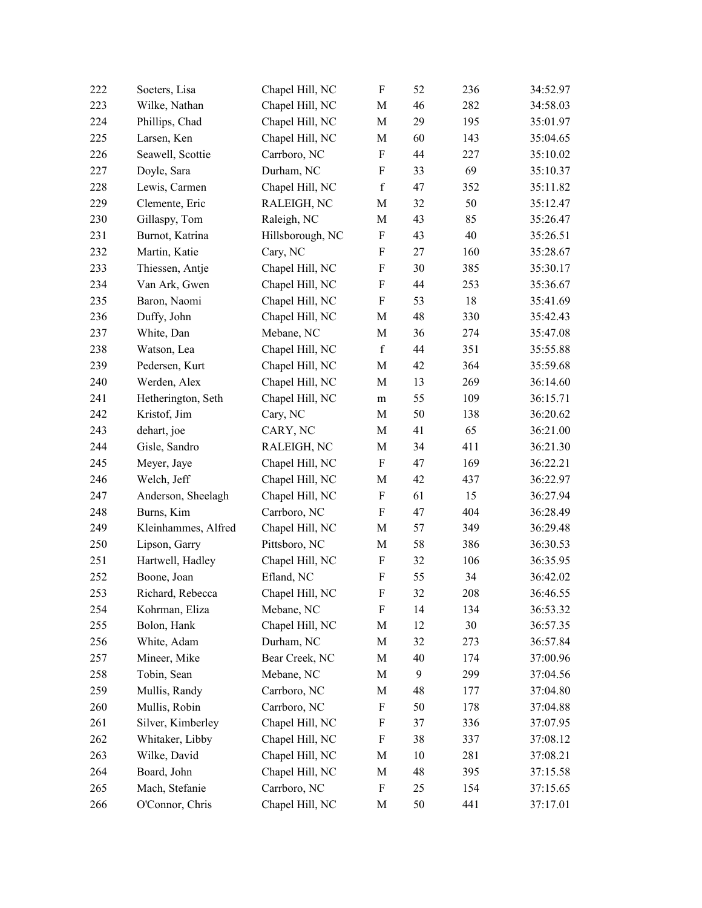| | | | | | | |
|---|---|---|---|---|---|---|
| 222 | Soeters, Lisa | Chapel Hill, NC | F | 52 | 236 | 34:52.97 |
| 223 | Wilke, Nathan | Chapel Hill, NC | M | 46 | 282 | 34:58.03 |
| 224 | Phillips, Chad | Chapel Hill, NC | M | 29 | 195 | 35:01.97 |
| 225 | Larsen, Ken | Chapel Hill, NC | M | 60 | 143 | 35:04.65 |
| 226 | Seawell, Scottie | Carrboro, NC | F | 44 | 227 | 35:10.02 |
| 227 | Doyle, Sara | Durham, NC | F | 33 | 69 | 35:10.37 |
| 228 | Lewis, Carmen | Chapel Hill, NC | f | 47 | 352 | 35:11.82 |
| 229 | Clemente, Eric | RALEIGH, NC | M | 32 | 50 | 35:12.47 |
| 230 | Gillaspy, Tom | Raleigh, NC | M | 43 | 85 | 35:26.47 |
| 231 | Burnot, Katrina | Hillsborough, NC | F | 43 | 40 | 35:26.51 |
| 232 | Martin, Katie | Cary, NC | F | 27 | 160 | 35:28.67 |
| 233 | Thiessen, Antje | Chapel Hill, NC | F | 30 | 385 | 35:30.17 |
| 234 | Van Ark, Gwen | Chapel Hill, NC | F | 44 | 253 | 35:36.67 |
| 235 | Baron, Naomi | Chapel Hill, NC | F | 53 | 18 | 35:41.69 |
| 236 | Duffy, John | Chapel Hill, NC | M | 48 | 330 | 35:42.43 |
| 237 | White, Dan | Mebane, NC | M | 36 | 274 | 35:47.08 |
| 238 | Watson, Lea | Chapel Hill, NC | f | 44 | 351 | 35:55.88 |
| 239 | Pedersen, Kurt | Chapel Hill, NC | M | 42 | 364 | 35:59.68 |
| 240 | Werden, Alex | Chapel Hill, NC | M | 13 | 269 | 36:14.60 |
| 241 | Hetherington, Seth | Chapel Hill, NC | m | 55 | 109 | 36:15.71 |
| 242 | Kristof, Jim | Cary, NC | M | 50 | 138 | 36:20.62 |
| 243 | dehart, joe | CARY, NC | M | 41 | 65 | 36:21.00 |
| 244 | Gisle, Sandro | RALEIGH, NC | M | 34 | 411 | 36:21.30 |
| 245 | Meyer, Jaye | Chapel Hill, NC | F | 47 | 169 | 36:22.21 |
| 246 | Welch, Jeff | Chapel Hill, NC | M | 42 | 437 | 36:22.97 |
| 247 | Anderson, Sheelagh | Chapel Hill, NC | F | 61 | 15 | 36:27.94 |
| 248 | Burns, Kim | Carrboro, NC | F | 47 | 404 | 36:28.49 |
| 249 | Kleinhammes, Alfred | Chapel Hill, NC | M | 57 | 349 | 36:29.48 |
| 250 | Lipson, Garry | Pittsboro, NC | M | 58 | 386 | 36:30.53 |
| 251 | Hartwell, Hadley | Chapel Hill, NC | F | 32 | 106 | 36:35.95 |
| 252 | Boone, Joan | Efland, NC | F | 55 | 34 | 36:42.02 |
| 253 | Richard, Rebecca | Chapel Hill, NC | F | 32 | 208 | 36:46.55 |
| 254 | Kohrman, Eliza | Mebane, NC | F | 14 | 134 | 36:53.32 |
| 255 | Bolon, Hank | Chapel Hill, NC | M | 12 | 30 | 36:57.35 |
| 256 | White, Adam | Durham, NC | M | 32 | 273 | 36:57.84 |
| 257 | Mineer, Mike | Bear Creek, NC | M | 40 | 174 | 37:00.96 |
| 258 | Tobin, Sean | Mebane, NC | M | 9 | 299 | 37:04.56 |
| 259 | Mullis, Randy | Carrboro, NC | M | 48 | 177 | 37:04.80 |
| 260 | Mullis, Robin | Carrboro, NC | F | 50 | 178 | 37:04.88 |
| 261 | Silver, Kimberley | Chapel Hill, NC | F | 37 | 336 | 37:07.95 |
| 262 | Whitaker, Libby | Chapel Hill, NC | F | 38 | 337 | 37:08.12 |
| 263 | Wilke, David | Chapel Hill, NC | M | 10 | 281 | 37:08.21 |
| 264 | Board, John | Chapel Hill, NC | M | 48 | 395 | 37:15.58 |
| 265 | Mach, Stefanie | Carrboro, NC | F | 25 | 154 | 37:15.65 |
| 266 | O'Connor, Chris | Chapel Hill, NC | M | 50 | 441 | 37:17.01 |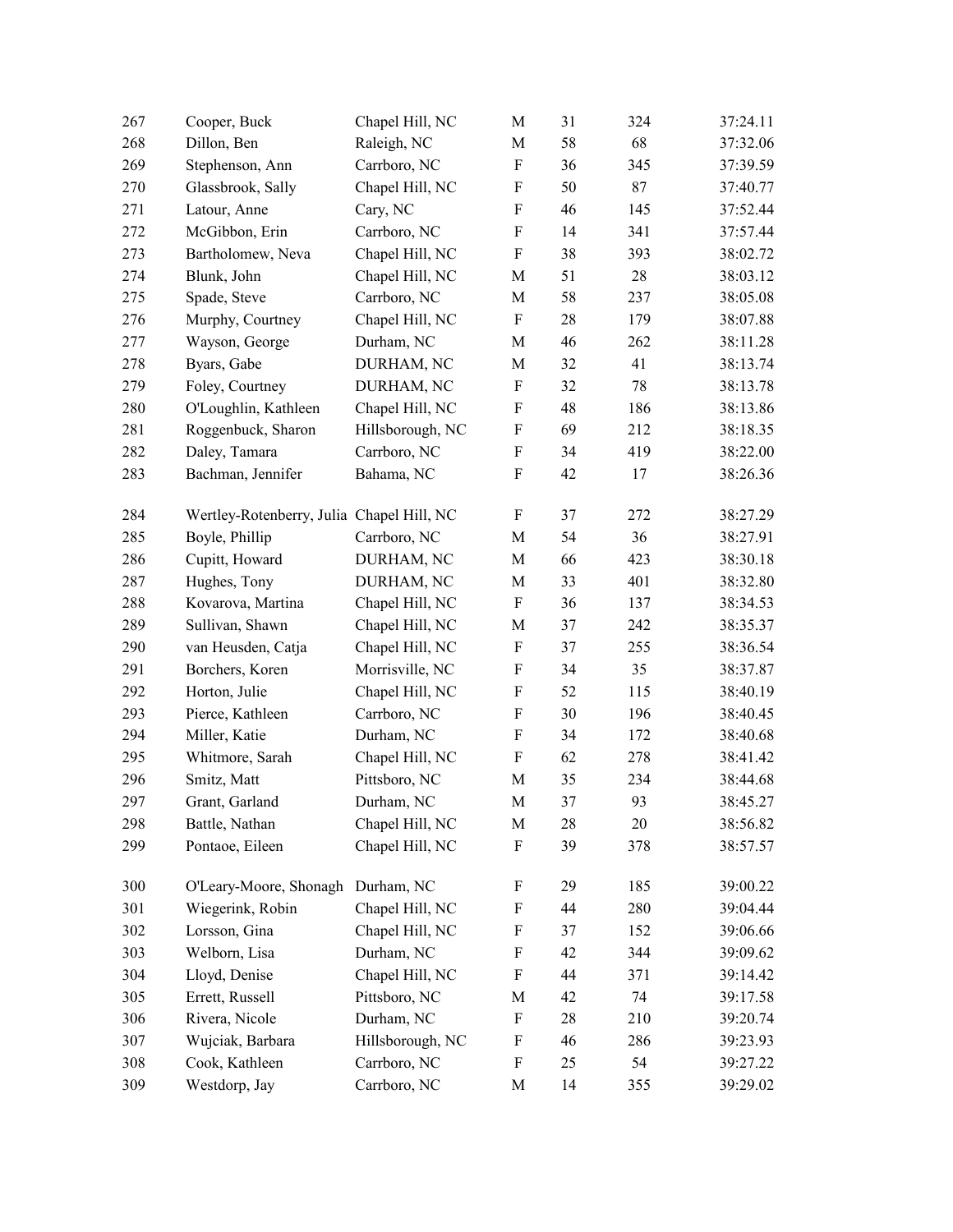| | | | | | | |
|---|---|---|---|---|---|---|
| 267 | Cooper, Buck | Chapel Hill, NC | M | 31 | 324 | 37:24.11 |
| 268 | Dillon, Ben | Raleigh, NC | M | 58 | 68 | 37:32.06 |
| 269 | Stephenson, Ann | Carrboro, NC | F | 36 | 345 | 37:39.59 |
| 270 | Glassbrook, Sally | Chapel Hill, NC | F | 50 | 87 | 37:40.77 |
| 271 | Latour, Anne | Cary, NC | F | 46 | 145 | 37:52.44 |
| 272 | McGibbon, Erin | Carrboro, NC | F | 14 | 341 | 37:57.44 |
| 273 | Bartholomew, Neva | Chapel Hill, NC | F | 38 | 393 | 38:02.72 |
| 274 | Blunk, John | Chapel Hill, NC | M | 51 | 28 | 38:03.12 |
| 275 | Spade, Steve | Carrboro, NC | M | 58 | 237 | 38:05.08 |
| 276 | Murphy, Courtney | Chapel Hill, NC | F | 28 | 179 | 38:07.88 |
| 277 | Wayson, George | Durham, NC | M | 46 | 262 | 38:11.28 |
| 278 | Byars, Gabe | DURHAM, NC | M | 32 | 41 | 38:13.74 |
| 279 | Foley, Courtney | DURHAM, NC | F | 32 | 78 | 38:13.78 |
| 280 | O'Loughlin, Kathleen | Chapel Hill, NC | F | 48 | 186 | 38:13.86 |
| 281 | Roggenbuck, Sharon | Hillsborough, NC | F | 69 | 212 | 38:18.35 |
| 282 | Daley, Tamara | Carrboro, NC | F | 34 | 419 | 38:22.00 |
| 283 | Bachman, Jennifer | Bahama, NC | F | 42 | 17 | 38:26.36 |
| 284 | Wertley-Rotenberry, Julia | Chapel Hill, NC | F | 37 | 272 | 38:27.29 |
| 285 | Boyle, Phillip | Carrboro, NC | M | 54 | 36 | 38:27.91 |
| 286 | Cupitt, Howard | DURHAM, NC | M | 66 | 423 | 38:30.18 |
| 287 | Hughes, Tony | DURHAM, NC | M | 33 | 401 | 38:32.80 |
| 288 | Kovarova, Martina | Chapel Hill, NC | F | 36 | 137 | 38:34.53 |
| 289 | Sullivan, Shawn | Chapel Hill, NC | M | 37 | 242 | 38:35.37 |
| 290 | van Heusden, Catja | Chapel Hill, NC | F | 37 | 255 | 38:36.54 |
| 291 | Borchers, Koren | Morrisville, NC | F | 34 | 35 | 38:37.87 |
| 292 | Horton, Julie | Chapel Hill, NC | F | 52 | 115 | 38:40.19 |
| 293 | Pierce, Kathleen | Carrboro, NC | F | 30 | 196 | 38:40.45 |
| 294 | Miller, Katie | Durham, NC | F | 34 | 172 | 38:40.68 |
| 295 | Whitmore, Sarah | Chapel Hill, NC | F | 62 | 278 | 38:41.42 |
| 296 | Smitz, Matt | Pittsboro, NC | M | 35 | 234 | 38:44.68 |
| 297 | Grant, Garland | Durham, NC | M | 37 | 93 | 38:45.27 |
| 298 | Battle, Nathan | Chapel Hill, NC | M | 28 | 20 | 38:56.82 |
| 299 | Pontaoe, Eileen | Chapel Hill, NC | F | 39 | 378 | 38:57.57 |
| 300 | O'Leary-Moore, Shonagh | Durham, NC | F | 29 | 185 | 39:00.22 |
| 301 | Wiegerink, Robin | Chapel Hill, NC | F | 44 | 280 | 39:04.44 |
| 302 | Lorsson, Gina | Chapel Hill, NC | F | 37 | 152 | 39:06.66 |
| 303 | Welborn, Lisa | Durham, NC | F | 42 | 344 | 39:09.62 |
| 304 | Lloyd, Denise | Chapel Hill, NC | F | 44 | 371 | 39:14.42 |
| 305 | Errett, Russell | Pittsboro, NC | M | 42 | 74 | 39:17.58 |
| 306 | Rivera, Nicole | Durham, NC | F | 28 | 210 | 39:20.74 |
| 307 | Wujciak, Barbara | Hillsborough, NC | F | 46 | 286 | 39:23.93 |
| 308 | Cook, Kathleen | Carrboro, NC | F | 25 | 54 | 39:27.22 |
| 309 | Westdorp, Jay | Carrboro, NC | M | 14 | 355 | 39:29.02 |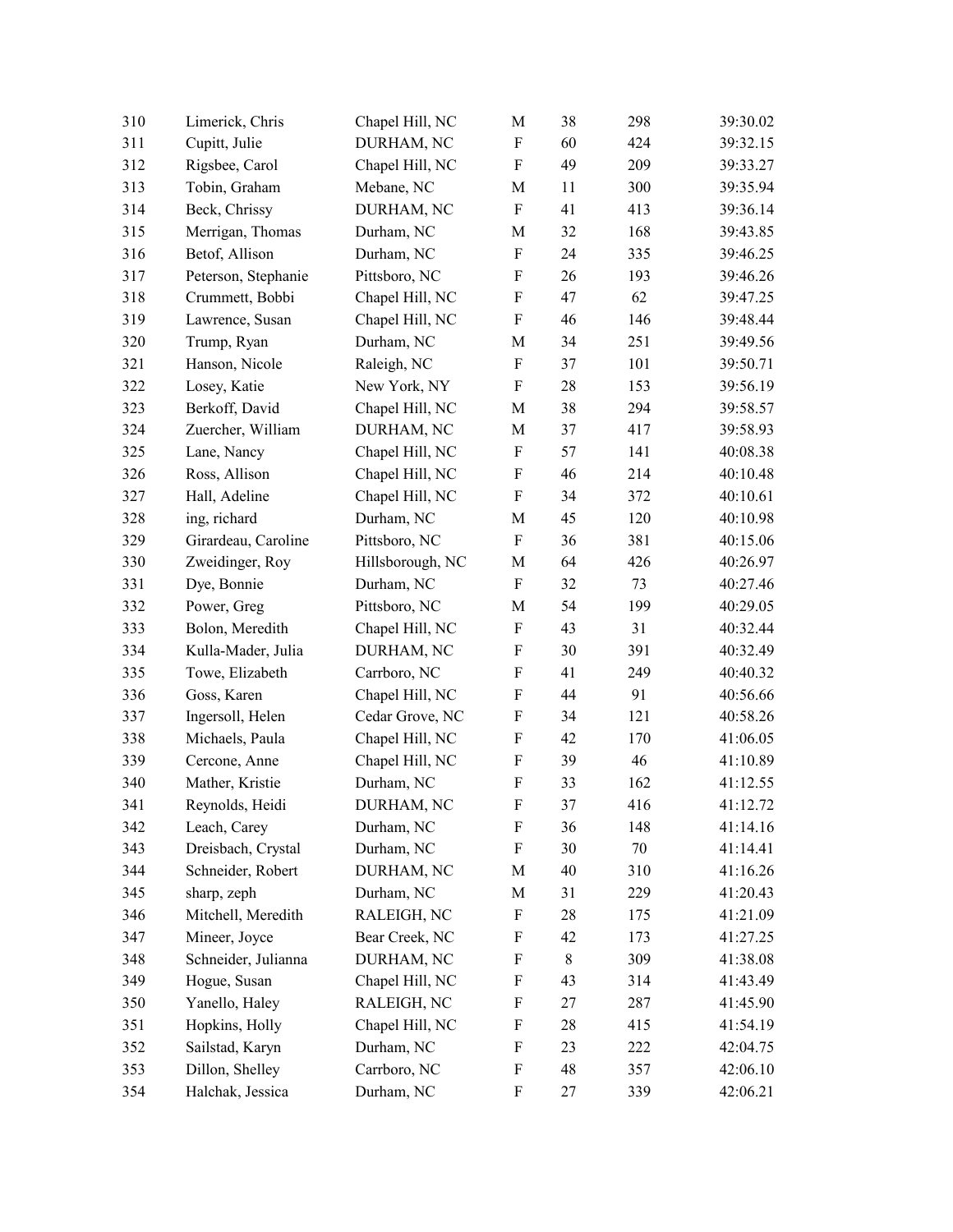| | | | | | | |
|---|---|---|---|---|---|---|
| 310 | Limerick, Chris | Chapel Hill, NC | M | 38 | 298 | 39:30.02 |
| 311 | Cupitt, Julie | DURHAM, NC | F | 60 | 424 | 39:32.15 |
| 312 | Rigsbee, Carol | Chapel Hill, NC | F | 49 | 209 | 39:33.27 |
| 313 | Tobin, Graham | Mebane, NC | M | 11 | 300 | 39:35.94 |
| 314 | Beck, Chrissy | DURHAM, NC | F | 41 | 413 | 39:36.14 |
| 315 | Merrigan, Thomas | Durham, NC | M | 32 | 168 | 39:43.85 |
| 316 | Betof, Allison | Durham, NC | F | 24 | 335 | 39:46.25 |
| 317 | Peterson, Stephanie | Pittsboro, NC | F | 26 | 193 | 39:46.26 |
| 318 | Crummett, Bobbi | Chapel Hill, NC | F | 47 | 62 | 39:47.25 |
| 319 | Lawrence, Susan | Chapel Hill, NC | F | 46 | 146 | 39:48.44 |
| 320 | Trump, Ryan | Durham, NC | M | 34 | 251 | 39:49.56 |
| 321 | Hanson, Nicole | Raleigh, NC | F | 37 | 101 | 39:50.71 |
| 322 | Losey, Katie | New York, NY | F | 28 | 153 | 39:56.19 |
| 323 | Berkoff, David | Chapel Hill, NC | M | 38 | 294 | 39:58.57 |
| 324 | Zuercher, William | DURHAM, NC | M | 37 | 417 | 39:58.93 |
| 325 | Lane, Nancy | Chapel Hill, NC | F | 57 | 141 | 40:08.38 |
| 326 | Ross, Allison | Chapel Hill, NC | F | 46 | 214 | 40:10.48 |
| 327 | Hall, Adeline | Chapel Hill, NC | F | 34 | 372 | 40:10.61 |
| 328 | ing, richard | Durham, NC | M | 45 | 120 | 40:10.98 |
| 329 | Girardeau, Caroline | Pittsboro, NC | F | 36 | 381 | 40:15.06 |
| 330 | Zweidinger, Roy | Hillsborough, NC | M | 64 | 426 | 40:26.97 |
| 331 | Dye, Bonnie | Durham, NC | F | 32 | 73 | 40:27.46 |
| 332 | Power, Greg | Pittsboro, NC | M | 54 | 199 | 40:29.05 |
| 333 | Bolon, Meredith | Chapel Hill, NC | F | 43 | 31 | 40:32.44 |
| 334 | Kulla-Mader, Julia | DURHAM, NC | F | 30 | 391 | 40:32.49 |
| 335 | Towe, Elizabeth | Carrboro, NC | F | 41 | 249 | 40:40.32 |
| 336 | Goss, Karen | Chapel Hill, NC | F | 44 | 91 | 40:56.66 |
| 337 | Ingersoll, Helen | Cedar Grove, NC | F | 34 | 121 | 40:58.26 |
| 338 | Michaels, Paula | Chapel Hill, NC | F | 42 | 170 | 41:06.05 |
| 339 | Cercone, Anne | Chapel Hill, NC | F | 39 | 46 | 41:10.89 |
| 340 | Mather, Kristie | Durham, NC | F | 33 | 162 | 41:12.55 |
| 341 | Reynolds, Heidi | DURHAM, NC | F | 37 | 416 | 41:12.72 |
| 342 | Leach, Carey | Durham, NC | F | 36 | 148 | 41:14.16 |
| 343 | Dreisbach, Crystal | Durham, NC | F | 30 | 70 | 41:14.41 |
| 344 | Schneider, Robert | DURHAM, NC | M | 40 | 310 | 41:16.26 |
| 345 | sharp, zeph | Durham, NC | M | 31 | 229 | 41:20.43 |
| 346 | Mitchell, Meredith | RALEIGH, NC | F | 28 | 175 | 41:21.09 |
| 347 | Mineer, Joyce | Bear Creek, NC | F | 42 | 173 | 41:27.25 |
| 348 | Schneider, Julianna | DURHAM, NC | F | 8 | 309 | 41:38.08 |
| 349 | Hogue, Susan | Chapel Hill, NC | F | 43 | 314 | 41:43.49 |
| 350 | Yanello, Haley | RALEIGH, NC | F | 27 | 287 | 41:45.90 |
| 351 | Hopkins, Holly | Chapel Hill, NC | F | 28 | 415 | 41:54.19 |
| 352 | Sailstad, Karyn | Durham, NC | F | 23 | 222 | 42:04.75 |
| 353 | Dillon, Shelley | Carrboro, NC | F | 48 | 357 | 42:06.10 |
| 354 | Halchak, Jessica | Durham, NC | F | 27 | 339 | 42:06.21 |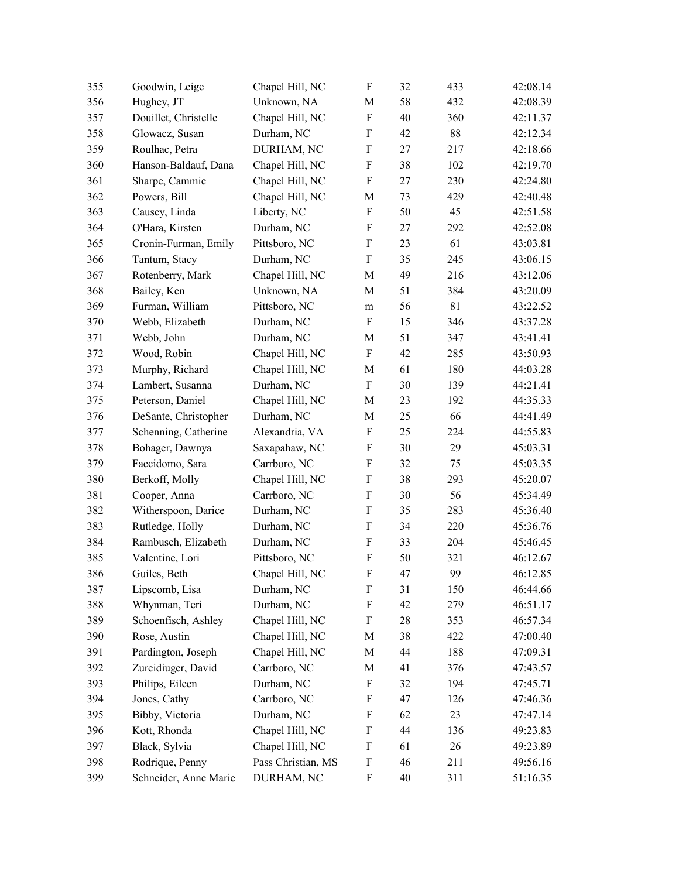| | | | | | | |
|---|---|---|---|---|---|---|
| 355 | Goodwin, Leige | Chapel Hill, NC | F | 32 | 433 | 42:08.14 |
| 356 | Hughey, JT | Unknown, NA | M | 58 | 432 | 42:08.39 |
| 357 | Douillet, Christelle | Chapel Hill, NC | F | 40 | 360 | 42:11.37 |
| 358 | Glowacz, Susan | Durham, NC | F | 42 | 88 | 42:12.34 |
| 359 | Roulhac, Petra | DURHAM, NC | F | 27 | 217 | 42:18.66 |
| 360 | Hanson-Baldauf, Dana | Chapel Hill, NC | F | 38 | 102 | 42:19.70 |
| 361 | Sharpe, Cammie | Chapel Hill, NC | F | 27 | 230 | 42:24.80 |
| 362 | Powers, Bill | Chapel Hill, NC | M | 73 | 429 | 42:40.48 |
| 363 | Causey, Linda | Liberty, NC | F | 50 | 45 | 42:51.58 |
| 364 | O'Hara, Kirsten | Durham, NC | F | 27 | 292 | 42:52.08 |
| 365 | Cronin-Furman, Emily | Pittsboro, NC | F | 23 | 61 | 43:03.81 |
| 366 | Tantum, Stacy | Durham, NC | F | 35 | 245 | 43:06.15 |
| 367 | Rotenberry, Mark | Chapel Hill, NC | M | 49 | 216 | 43:12.06 |
| 368 | Bailey, Ken | Unknown, NA | M | 51 | 384 | 43:20.09 |
| 369 | Furman, William | Pittsboro, NC | m | 56 | 81 | 43:22.52 |
| 370 | Webb, Elizabeth | Durham, NC | F | 15 | 346 | 43:37.28 |
| 371 | Webb, John | Durham, NC | M | 51 | 347 | 43:41.41 |
| 372 | Wood, Robin | Chapel Hill, NC | F | 42 | 285 | 43:50.93 |
| 373 | Murphy, Richard | Chapel Hill, NC | M | 61 | 180 | 44:03.28 |
| 374 | Lambert, Susanna | Durham, NC | F | 30 | 139 | 44:21.41 |
| 375 | Peterson, Daniel | Chapel Hill, NC | M | 23 | 192 | 44:35.33 |
| 376 | DeSante, Christopher | Durham, NC | M | 25 | 66 | 44:41.49 |
| 377 | Schenning, Catherine | Alexandria, VA | F | 25 | 224 | 44:55.83 |
| 378 | Bohager, Dawnya | Saxapahaw, NC | F | 30 | 29 | 45:03.31 |
| 379 | Faccidomo, Sara | Carrboro, NC | F | 32 | 75 | 45:03.35 |
| 380 | Berkoff, Molly | Chapel Hill, NC | F | 38 | 293 | 45:20.07 |
| 381 | Cooper, Anna | Carrboro, NC | F | 30 | 56 | 45:34.49 |
| 382 | Witherspoon, Darice | Durham, NC | F | 35 | 283 | 45:36.40 |
| 383 | Rutledge, Holly | Durham, NC | F | 34 | 220 | 45:36.76 |
| 384 | Rambusch, Elizabeth | Durham, NC | F | 33 | 204 | 45:46.45 |
| 385 | Valentine, Lori | Pittsboro, NC | F | 50 | 321 | 46:12.67 |
| 386 | Guiles, Beth | Chapel Hill, NC | F | 47 | 99 | 46:12.85 |
| 387 | Lipscomb, Lisa | Durham, NC | F | 31 | 150 | 46:44.66 |
| 388 | Whynman, Teri | Durham, NC | F | 42 | 279 | 46:51.17 |
| 389 | Schoenfisch, Ashley | Chapel Hill, NC | F | 28 | 353 | 46:57.34 |
| 390 | Rose, Austin | Chapel Hill, NC | M | 38 | 422 | 47:00.40 |
| 391 | Pardington, Joseph | Chapel Hill, NC | M | 44 | 188 | 47:09.31 |
| 392 | Zureidiuger, David | Carrboro, NC | M | 41 | 376 | 47:43.57 |
| 393 | Philips, Eileen | Durham, NC | F | 32 | 194 | 47:45.71 |
| 394 | Jones, Cathy | Carrboro, NC | F | 47 | 126 | 47:46.36 |
| 395 | Bibby, Victoria | Durham, NC | F | 62 | 23 | 47:47.14 |
| 396 | Kott, Rhonda | Chapel Hill, NC | F | 44 | 136 | 49:23.83 |
| 397 | Black, Sylvia | Chapel Hill, NC | F | 61 | 26 | 49:23.89 |
| 398 | Rodrique, Penny | Pass Christian, MS | F | 46 | 211 | 49:56.16 |
| 399 | Schneider, Anne Marie | DURHAM, NC | F | 40 | 311 | 51:16.35 |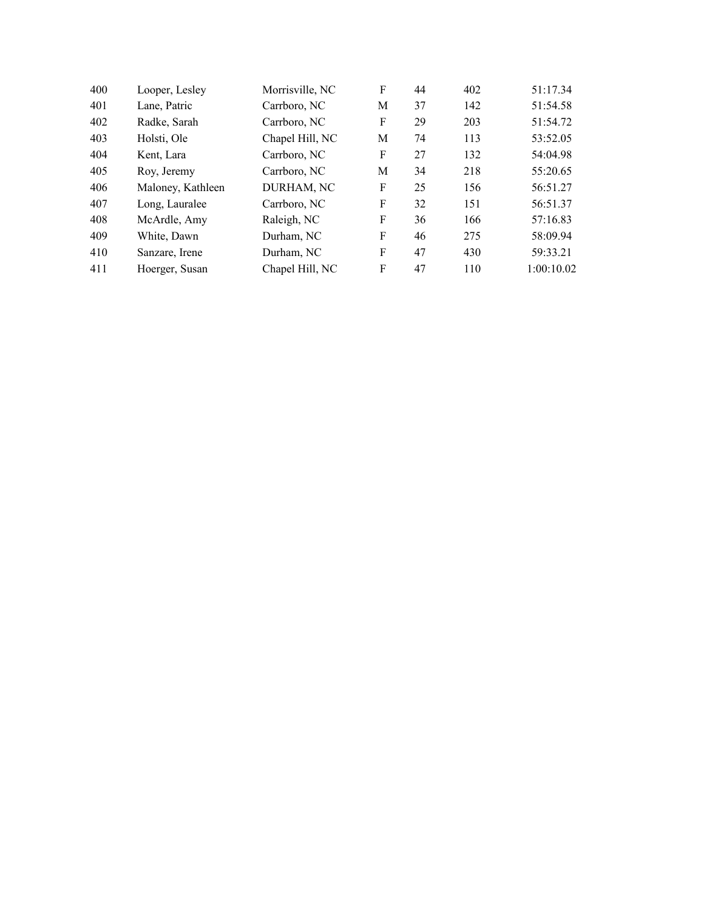| | | | | | | |
|---|---|---|---|---|---|---|
| 400 | Looper, Lesley | Morrisville, NC | F | 44 | 402 | 51:17.34 |
| 401 | Lane, Patric | Carrboro, NC | M | 37 | 142 | 51:54.58 |
| 402 | Radke, Sarah | Carrboro, NC | F | 29 | 203 | 51:54.72 |
| 403 | Holsti, Ole | Chapel Hill, NC | M | 74 | 113 | 53:52.05 |
| 404 | Kent, Lara | Carrboro, NC | F | 27 | 132 | 54:04.98 |
| 405 | Roy, Jeremy | Carrboro, NC | M | 34 | 218 | 55:20.65 |
| 406 | Maloney, Kathleen | DURHAM, NC | F | 25 | 156 | 56:51.27 |
| 407 | Long, Lauralee | Carrboro, NC | F | 32 | 151 | 56:51.37 |
| 408 | McArdle, Amy | Raleigh, NC | F | 36 | 166 | 57:16.83 |
| 409 | White, Dawn | Durham, NC | F | 46 | 275 | 58:09.94 |
| 410 | Sanzare, Irene | Durham, NC | F | 47 | 430 | 59:33.21 |
| 411 | Hoerger, Susan | Chapel Hill, NC | F | 47 | 110 | 1:00:10.02 |